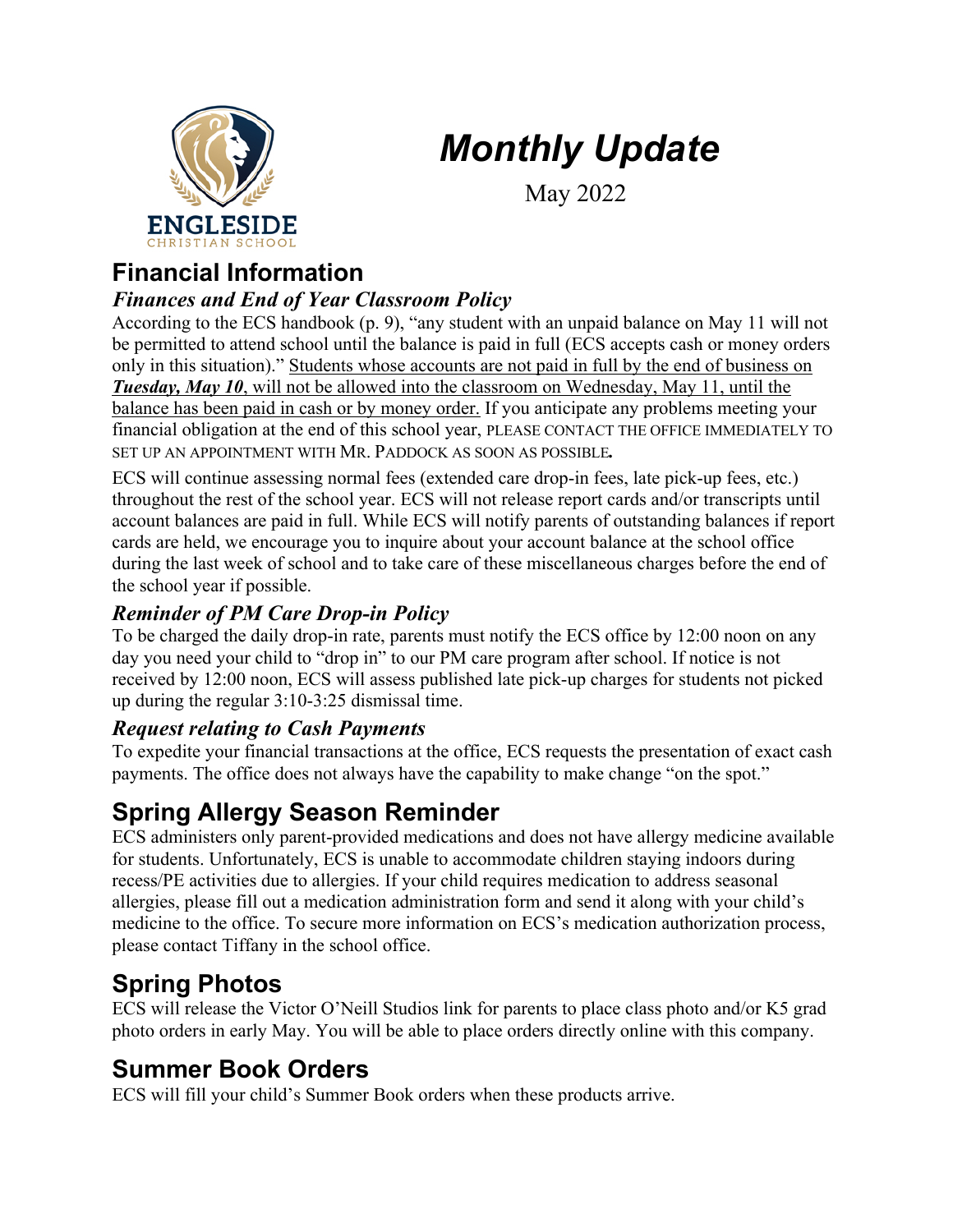# Monthly Update

May 2022

## Financial Information

### *Finances and End of Year Classroom Policy*

According to the ECS handbook (p. 9), "any student with an unpaid balance on May 11 will not be permitted to attend school until the balance is paid in full (ECS accepts cash or money orders only in this situation)." <u>Students whose accounts are not paid in full by the end of business on ***Tuesday, May 10***, will not be allowed into the classroom on Wednesday, May 11, until the balance has been paid in cash or by money order.</u> If you anticipate any problems meeting your financial obligation at the end of this school year, PLEASE CONTACT THE OFFICE IMMEDIATELY TO SET UP AN APPOINTMENT WITH MR. PADDOCK AS SOON AS POSSIBLE**.**

ECS will continue assessing normal fees (extended care drop-in fees, late pick-up fees, etc.) throughout the rest of the school year. ECS will not release report cards and/or transcripts until account balances are paid in full. While ECS will notify parents of outstanding balances if report cards are held, we encourage you to inquire about your account balance at the school office during the last week of school and to take care of these miscellaneous charges before the end of the school year if possible.

### *Reminder of PM Care Drop-in Policy*

To be charged the daily drop-in rate, parents must notify the ECS office by 12:00 noon on any day you need your child to "drop in" to our PM care program after school. If notice is not received by 12:00 noon, ECS will assess published late pick-up charges for students not picked up during the regular 3:10-3:25 dismissal time.

### *Request relating to Cash Payments*

To expedite your financial transactions at the office, ECS requests the presentation of exact cash payments. The office does not always have the capability to make change "on the spot."

## Spring Allergy Season Reminder

ECS administers only parent-provided medications and does not have allergy medicine available for students. Unfortunately, ECS is unable to accommodate children staying indoors during recess/PE activities due to allergies. If your child requires medication to address seasonal allergies, please fill out a medication administration form and send it along with your child's medicine to the office. To secure more information on ECS's medication authorization process, please contact Tiffany in the school office.

## Spring Photos

ECS will release the Victor O'Neill Studios link for parents to place class photo and/or K5 grad photo orders in early May. You will be able to place orders directly online with this company.

## Summer Book Orders

ECS will fill your child's Summer Book orders when these products arrive.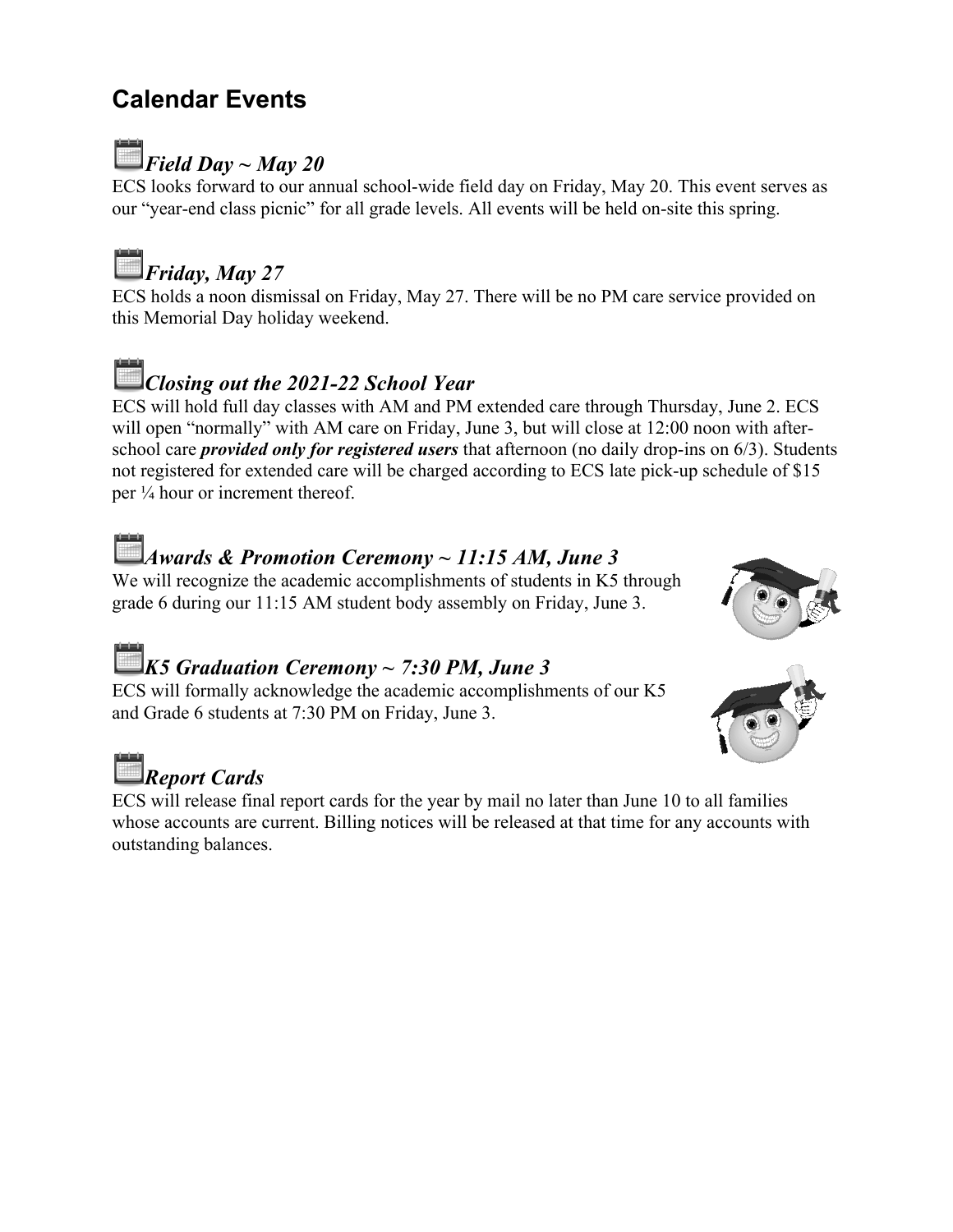## Calendar Events

### *Field Day ~ May 20*

ECS looks forward to our annual school-wide field day on Friday, May 20. This event serves as our "year-end class picnic" for all grade levels. All events will be held on-site this spring.

### *Friday, May 27*

ECS holds a noon dismissal on Friday, May 27. There will be no PM care service provided on this Memorial Day holiday weekend.

### *Closing out the 2021-22 School Year*

ECS will hold full day classes with AM and PM extended care through Thursday, June 2. ECS will open "normally" with AM care on Friday, June 3, but will close at 12:00 noon with after-school care ***provided only for registered users*** that afternoon (no daily drop-ins on 6/3). Students not registered for extended care will be charged according to ECS late pick-up schedule of $15 per ¼ hour or increment thereof.

### *Awards & Promotion Ceremony ~ 11:15 AM, June 3*

We will recognize the academic accomplishments of students in K5 through grade 6 during our 11:15 AM student body assembly on Friday, June 3.

### *K5 Graduation Ceremony ~ 7:30 PM, June 3*

ECS will formally acknowledge the academic accomplishments of our K5 and Grade 6 students at 7:30 PM on Friday, June 3.

### *Report Cards*

ECS will release final report cards for the year by mail no later than June 10 to all families whose accounts are current. Billing notices will be released at that time for any accounts with outstanding balances.